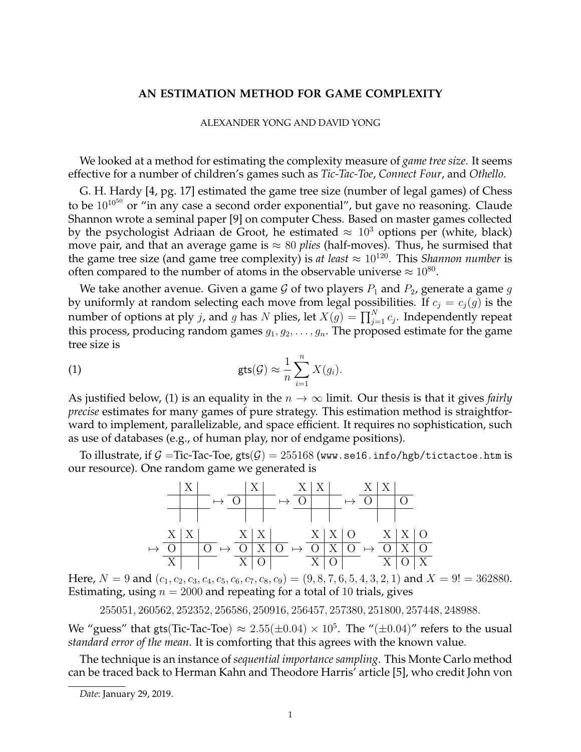# AN ESTIMATION METHOD FOR GAME COMPLEXITY

ALEXANDER YONG AND DAVID YONG

We looked at a method for estimating the complexity measure of *game tree size*. It seems effective for a number of children's games such as *Tic-Tac-Toe*, *Connect Four*, and *Othello*.

G. H. Hardy [4, pg. 17] estimated the game tree size (number of legal games) of Chess to be $10^{10^{50}}$ or "in any case a second order exponential", but gave no reasoning. Claude Shannon wrote a seminal paper [9] on computer Chess. Based on master games collected by the psychologist Adriaan de Groot, he estimated $\approx 10^3$ options per (white, black) move pair, and that an average game is $\approx 80$ *plies* (half-moves). Thus, he surmised that the game tree size (and game tree complexity) is *at least* $\approx 10^{120}$. This *Shannon number* is often compared to the number of atoms in the observable universe $\approx 10^{80}$.

We take another avenue. Given a game $\mathcal{G}$ of two players $P_1$ and $P_2$, generate a game $g$ by uniformly at random selecting each move from legal possibilities. If $c_j = c_j(g)$ is the number of options at ply $j$, and $g$ has $N$ plies, let $X(g) = \prod_{j=1}^{N} c_j$. Independently repeat this process, producing random games $g_1, g_2, \ldots, g_n$. The proposed estimate for the game tree size is

$$\mathsf{gts}(\mathcal{G}) \approx \frac{1}{n}\sum_{i=1}^{n} X(g_i). \tag{1}$$

As justified below, (1) is an equality in the $n \to \infty$ limit. Our thesis is that it gives *fairly precise* estimates for many games of pure strategy. This estimation method is straightforward to implement, parallelizable, and space efficient. It requires no sophistication, such as use of databases (e.g., of human play, nor of endgame positions).

To illustrate, if $\mathcal{G}$ =Tic-Tac-Toe, $\mathsf{gts}(\mathcal{G}) = 255168$ (`www.se16.info/hgb/tictactoe.htm` is our resource). One random game we generated is

$$\begin{array}{c|c|c} & X & \\ \hline & & \\ \hline & & \end{array} \mapsto \begin{array}{c|c|c} & X & \\ \hline O & & \\ \hline & & \end{array} \mapsto \begin{array}{c|c|c} X & X & \\ \hline O & & \\ \hline & & \end{array} \mapsto \begin{array}{c|c|c} X & X & \\ \hline O & & O \\ \hline & & \end{array}$$

$$\mapsto \begin{array}{c|c|c} X & X & \\ \hline O & & O \\ \hline X & & \end{array} \mapsto \begin{array}{c|c|c} X & X & \\ \hline O & X & O \\ \hline X & O & \end{array} \mapsto \begin{array}{c|c|c} X & X & O \\ \hline O & X & O \\ \hline X & O & \end{array} \mapsto \begin{array}{c|c|c} X & X & O \\ \hline O & X & O \\ \hline X & O & X \end{array}$$

Here, $N = 9$ and $(c_1, c_2, c_3, c_4, c_5, c_6, c_7, c_8, c_9) = (9, 8, 7, 6, 5, 4, 3, 2, 1)$ and $X = 9! = 362880$. Estimating, using $n = 2000$ and repeating for a total of 10 trials, gives

$$255051, 260562, 252352, 256586, 250916, 256457, 257380, 251800, 257448, 248988.$$

We "guess" that gts(Tic-Tac-Toe) $\approx 2.55(\pm 0.04) \times 10^5$. The "$(\pm 0.04)$" refers to the usual *standard error of the mean*. It is comforting that this agrees with the known value.

The technique is an instance of *sequential importance sampling*. This Monte Carlo method can be traced back to Herman Kahn and Theodore Harris' article [5], who credit John von

---

*Date*: January 29, 2019.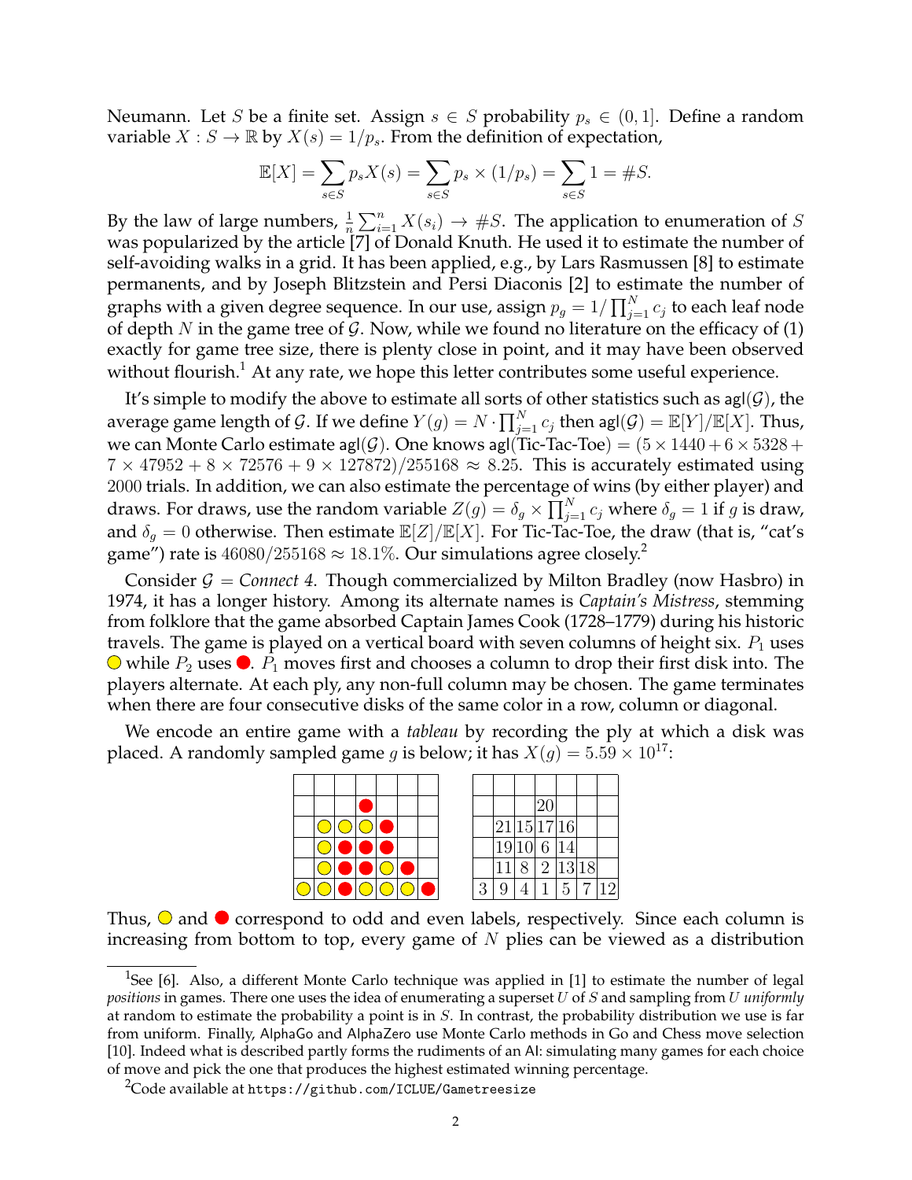Neumann. Let $S$ be a finite set. Assign $s \in S$ probability $p_s \in (0, 1]$. Define a random variable $X : S \to \mathbb{R}$ by $X(s) = 1/p_s$. From the definition of expectation,

$$\mathbb{E}[X] = \sum_{s \in S} p_s X(s) = \sum_{s \in S} p_s \times (1/p_s) = \sum_{s \in S} 1 = \#S.$$

By the law of large numbers, $\frac{1}{n}\sum_{i=1}^{n} X(s_i) \to \#S$. The application to enumeration of $S$ was popularized by the article [7] of Donald Knuth. He used it to estimate the number of self-avoiding walks in a grid. It has been applied, e.g., by Lars Rasmussen [8] to estimate permanents, and by Joseph Blitzstein and Persi Diaconis [2] to estimate the number of graphs with a given degree sequence. In our use, assign $p_g = 1/\prod_{j=1}^{N} c_j$ to each leaf node of depth $N$ in the game tree of $\mathcal{G}$. Now, while we found no literature on the efficacy of (1) exactly for game tree size, there is plenty close in point, and it may have been observed without flourish.[1] At any rate, we hope this letter contributes some useful experience.

It's simple to modify the above to estimate all sorts of other statistics such as $\mathsf{agl}(\mathcal{G})$, the average game length of $\mathcal{G}$. If we define $Y(g) = N \cdot \prod_{j=1}^{N} c_j$ then $\mathsf{agl}(\mathcal{G}) = \mathbb{E}[Y]/\mathbb{E}[X]$. Thus, we can Monte Carlo estimate $\mathsf{agl}(\mathcal{G})$. One knows $\mathsf{agl}(\text{Tic-Tac-Toe}) = (5 \times 1440 + 6 \times 5328 + 7 \times 47952 + 8 \times 72576 + 9 \times 127872)/255168 \approx 8.25$. This is accurately estimated using 2000 trials. In addition, we can also estimate the percentage of wins (by either player) and draws. For draws, use the random variable $Z(g) = \delta_g \times \prod_{j=1}^{N} c_j$ where $\delta_g = 1$ if $g$ is draw, and $\delta_g = 0$ otherwise. Then estimate $\mathbb{E}[Z]/\mathbb{E}[X]$. For Tic-Tac-Toe, the draw (that is, "cat's game") rate is $46080/255168 \approx 18.1\%$. Our simulations agree closely.[2]

Consider $\mathcal{G} =$ *Connect 4*. Though commercialized by Milton Bradley (now Hasbro) in 1974, it has a longer history. Among its alternate names is *Captain's Mistress*, stemming from folklore that the game absorbed Captain James Cook (1728–1779) during his historic travels. The game is played on a vertical board with seven columns of height six. $P_1$ uses 🟡 while $P_2$ uses 🔴. $P_1$ moves first and chooses a column to drop their first disk into. The players alternate. At each ply, any non-full column may be chosen. The game terminates when there are four consecutive disks of the same color in a row, column or diagonal.

We encode an entire game with a *tableau* by recording the ply at which a disk was placed. A randomly sampled game $g$ is below; it has $X(g) = 5.59 \times 10^{17}$:

| | | | | | | |
|---|---|---|---|---|---|---|
| | | | 🔴 | | | |
| | 🟡 | 🟡 | 🟡 | 🔴 | | |
| | 🟡 | 🔴 | 🔴 | 🔴 | | |
| | 🟡 | 🔴 | 🔴 | 🟡 | 🔴 | |
| 🟡 | 🟡 | 🔴 | 🟡 | 🟡 | 🟡 | 🔴 |

| | | | | | | |
|---|---|---|---|---|---|---|
| | | | 20 | | | |
| | 21 | 15 | 17 | 16 | | |
| | 19 | 10 | 6 | 14 | | |
| | 11 | 8 | 2 | 13 | 18 | |
| 3 | 9 | 4 | 1 | 5 | 7 | 12 |

Thus, 🟡 and 🔴 correspond to odd and even labels, respectively. Since each column is increasing from bottom to top, every game of $N$ plies can be viewed as a distribution

---

[1] See [6]. Also, a different Monte Carlo technique was applied in [1] to estimate the number of legal *positions* in games. There one uses the idea of enumerating a superset $U$ of $S$ and sampling from $U$ *uniformly* at random to estimate the probability a point is in $S$. In contrast, the probability distribution we use is far from uniform. Finally, AlphaGo and AlphaZero use Monte Carlo methods in Go and Chess move selection [10]. Indeed what is described partly forms the rudiments of an AI: simulating many games for each choice of move and pick the one that produces the highest estimated winning percentage.

[2] Code available at `https://github.com/ICLUE/Gametreesize`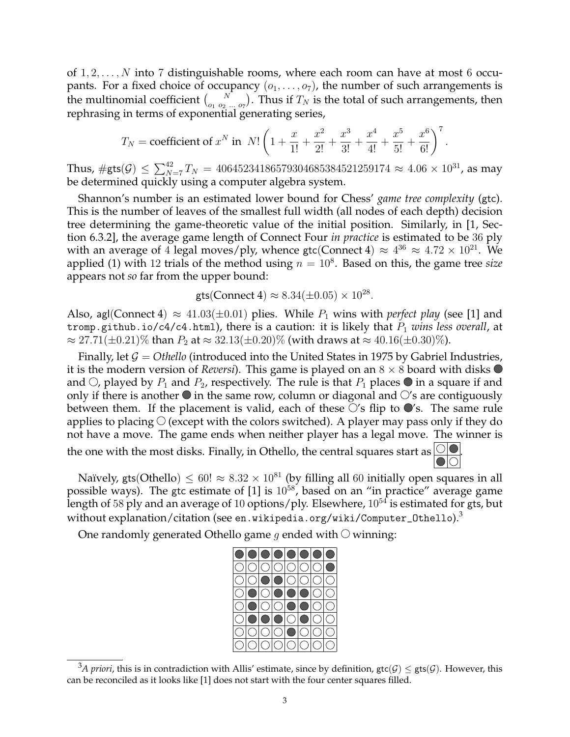of $1, 2, \ldots, N$ into 7 distinguishable rooms, where each room can have at most 6 occupants. For a fixed choice of occupancy $(o_1, \ldots, o_7)$, the number of such arrangements is the multinomial coefficient $\binom{N}{o_1\ o_2\ \ldots\ o_7}$. Thus if $T_N$ is the total of such arrangements, then rephrasing in terms of exponential generating series,

$$T_N = \text{coefficient of } x^N \text{ in } N!\left(1 + \frac{x}{1!} + \frac{x^2}{2!} + \frac{x^3}{3!} + \frac{x^4}{4!} + \frac{x^5}{5!} + \frac{x^6}{6!}\right)^7.$$

Thus, $\#\mathsf{gts}(\mathcal{G}) \leq \sum_{N=7}^{42} T_N = 40645234186579304685384521259174 \approx 4.06 \times 10^{31}$, as may be determined quickly using a computer algebra system.

Shannon's number is an estimated lower bound for Chess' *game tree complexity* (gtc). This is the number of leaves of the smallest full width (all nodes of each depth) decision tree determining the game-theoretic value of the initial position. Similarly, in [1, Section 6.3.2], the average game length of Connect Four *in practice* is estimated to be 36 ply with an average of 4 legal moves/ply, whence $\mathsf{gtc}(\text{Connect 4}) \approx 4^{36} \approx 4.72 \times 10^{21}$. We applied (1) with 12 trials of the method using $n = 10^8$. Based on this, the game tree *size* appears not *so* far from the upper bound:

$$\mathsf{gts}(\text{Connect 4}) \approx 8.34(\pm 0.05) \times 10^{28}.$$

Also, $\mathsf{agl}(\text{Connect 4}) \approx 41.03(\pm 0.01)$ plies. While $P_1$ wins with *perfect play* (see [1] and `tromp.github.io/c4/c4.html`), there is a caution: it is likely that $P_1$ *wins less overall*, at $\approx 27.71(\pm 0.21)\%$ than $P_2$ at $\approx 32.13(\pm 0.20)\%$ (with draws at $\approx 40.16(\pm 0.30)\%$).

Finally, let $\mathcal{G}$ = *Othello* (introduced into the United States in 1975 by Gabriel Industries, it is the modern version of *Reversi*). This game is played on an $8 \times 8$ board with disks ● and ○, played by $P_1$ and $P_2$, respectively. The rule is that $P_1$ places ● in a square if and only if there is another ● in the same row, column or diagonal and ○'s are contiguously between them. If the placement is valid, each of these ○'s flip to ●'s. The same rule applies to placing ○ (except with the colors switched). A player may pass only if they do not have a move. The game ends when neither player has a legal move. The winner is the one with the most disks. Finally, in Othello, the central squares start as

| ○ | ● |
|---|---|
| ● | ○ |

Naïvely, $\mathsf{gts}(\text{Othello}) \leq 60! \approx 8.32 \times 10^{81}$ (by filling all 60 initially open squares in all possible ways). The gtc estimate of [1] is $10^{58}$, based on an "in practice" average game length of 58 ply and an average of 10 options/ply. Elsewhere, $10^{54}$ is estimated for gts, but without explanation/citation (see `en.wikipedia.org/wiki/Computer_Othello`).[3]

One randomly generated Othello game $g$ ended with ○ winning:

| ● | ● | ● | ● | ● | ● | ● | ● |
|---|---|---|---|---|---|---|---|
| ○ | ○ | ○ | ○ | ○ | ○ | ○ | ● |
| ○ | ○ | ● | ● | ○ | ○ | ○ | ○ |
| ○ | ● | ○ | ● | ● | ● | ○ | ○ |
| ○ | ● | ○ | ○ | ● | ● | ○ | ○ |
| ○ | ● | ● | ● | ○ | ● | ○ | ○ |
| ○ | ○ | ○ | ○ | ● | ○ | ○ | ○ |
| ○ | ○ | ○ | ○ | ○ | ○ | ○ | ○ |

[3] *A priori*, this is in contradiction with Allis' estimate, since by definition, $\mathsf{gtc}(\mathcal{G}) \leq \mathsf{gts}(\mathcal{G})$. However, this can be reconciled as it looks like [1] does not start with the four center squares filled.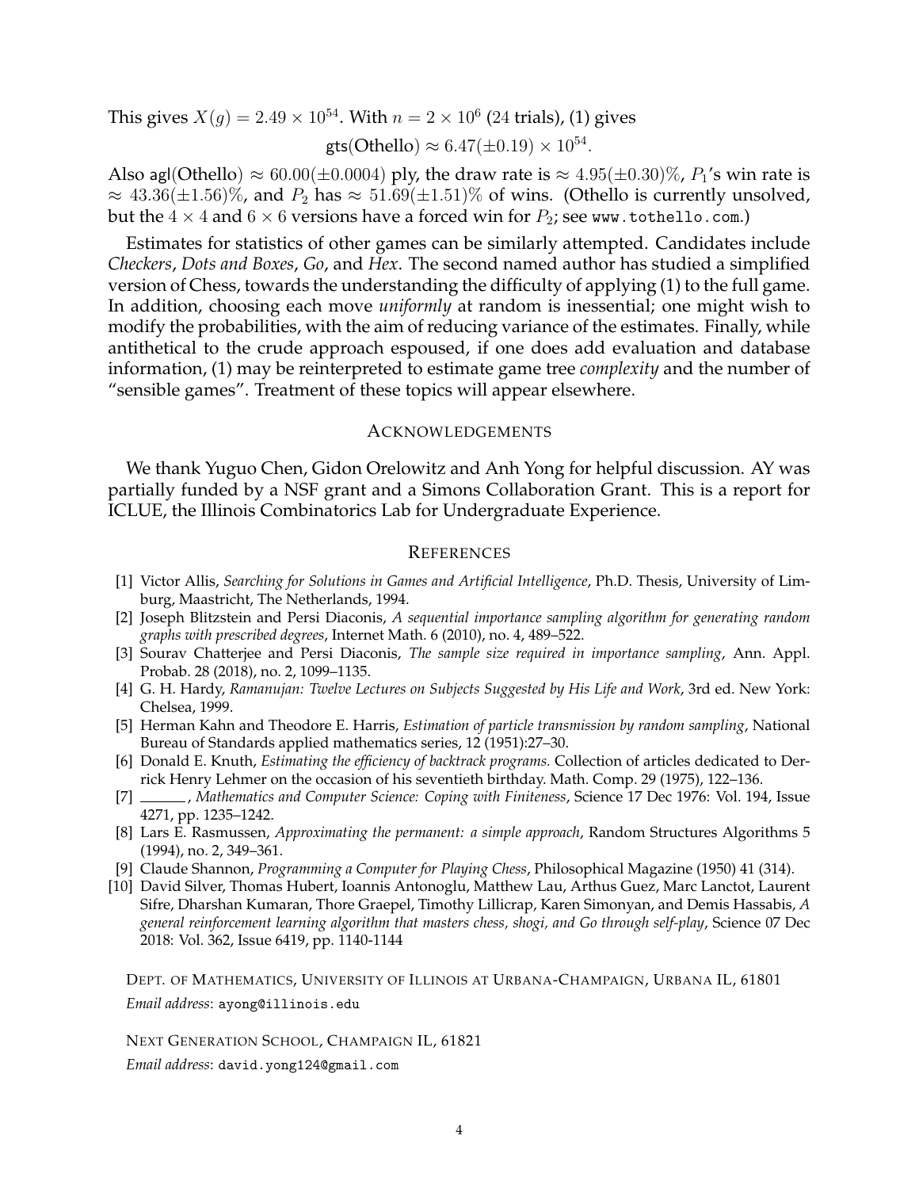This gives $X(g) = 2.49 \times 10^{54}$. With $n = 2 \times 10^6$ (24 trials), (1) gives

$$\mathsf{gts}(\text{Othello}) \approx 6.47(\pm 0.19) \times 10^{54}.$$

Also $\mathsf{agl}(\text{Othello}) \approx 60.00(\pm 0.0004)$ ply, the draw rate is $\approx 4.95(\pm 0.30)\%$, $P_1$'s win rate is $\approx 43.36(\pm 1.56)\%$, and $P_2$ has $\approx 51.69(\pm 1.51)\%$ of wins. (Othello is currently unsolved, but the $4 \times 4$ and $6 \times 6$ versions have a forced win for $P_2$; see `www.tothello.com`.)

Estimates for statistics of other games can be similarly attempted. Candidates include *Checkers*, *Dots and Boxes*, *Go*, and *Hex*. The second named author has studied a simplified version of Chess, towards the understanding the difficulty of applying (1) to the full game. In addition, choosing each move *uniformly* at random is inessential; one might wish to modify the probabilities, with the aim of reducing variance of the estimates. Finally, while antithetical to the crude approach espoused, if one does add evaluation and database information, (1) may be reinterpreted to estimate game tree *complexity* and the number of "sensible games". Treatment of these topics will appear elsewhere.

## Acknowledgements

We thank Yuguo Chen, Gidon Orelowitz and Anh Yong for helpful discussion. AY was partially funded by a NSF grant and a Simons Collaboration Grant. This is a report for ICLUE, the Illinois Combinatorics Lab for Undergraduate Experience.

## References

[1] Victor Allis, *Searching for Solutions in Games and Artificial Intelligence*, Ph.D. Thesis, University of Limburg, Maastricht, The Netherlands, 1994.

[2] Joseph Blitzstein and Persi Diaconis, *A sequential importance sampling algorithm for generating random graphs with prescribed degrees*, Internet Math. 6 (2010), no. 4, 489–522.

[3] Sourav Chatterjee and Persi Diaconis, *The sample size required in importance sampling*, Ann. Appl. Probab. 28 (2018), no. 2, 1099–1135.

[4] G. H. Hardy, *Ramanujan: Twelve Lectures on Subjects Suggested by His Life and Work*, 3rd ed. New York: Chelsea, 1999.

[5] Herman Kahn and Theodore E. Harris, *Estimation of particle transmission by random sampling*, National Bureau of Standards applied mathematics series, 12 (1951):27–30.

[6] Donald E. Knuth, *Estimating the efficiency of backtrack programs.* Collection of articles dedicated to Derrick Henry Lehmer on the occasion of his seventieth birthday. Math. Comp. 29 (1975), 122–136.

[7] ______, *Mathematics and Computer Science: Coping with Finiteness*, Science 17 Dec 1976: Vol. 194, Issue 4271, pp. 1235–1242.

[8] Lars E. Rasmussen, *Approximating the permanent: a simple approach*, Random Structures Algorithms 5 (1994), no. 2, 349–361.

[9] Claude Shannon, *Programming a Computer for Playing Chess*, Philosophical Magazine (1950) 41 (314).

[10] David Silver, Thomas Hubert, Ioannis Antonoglu, Matthew Lau, Arthus Guez, Marc Lanctot, Laurent Sifre, Dharshan Kumaran, Thore Graepel, Timothy Lillicrap, Karen Simonyan, and Demis Hassabis, *A general reinforcement learning algorithm that masters chess, shogi, and Go through self-play*, Science 07 Dec 2018: Vol. 362, Issue 6419, pp. 1140-1144

Dept. of Mathematics, University of Illinois at Urbana-Champaign, Urbana IL, 61801

*Email address*: `ayong@illinois.edu`

Next Generation School, Champaign IL, 61821

*Email address*: `david.yong124@gmail.com`